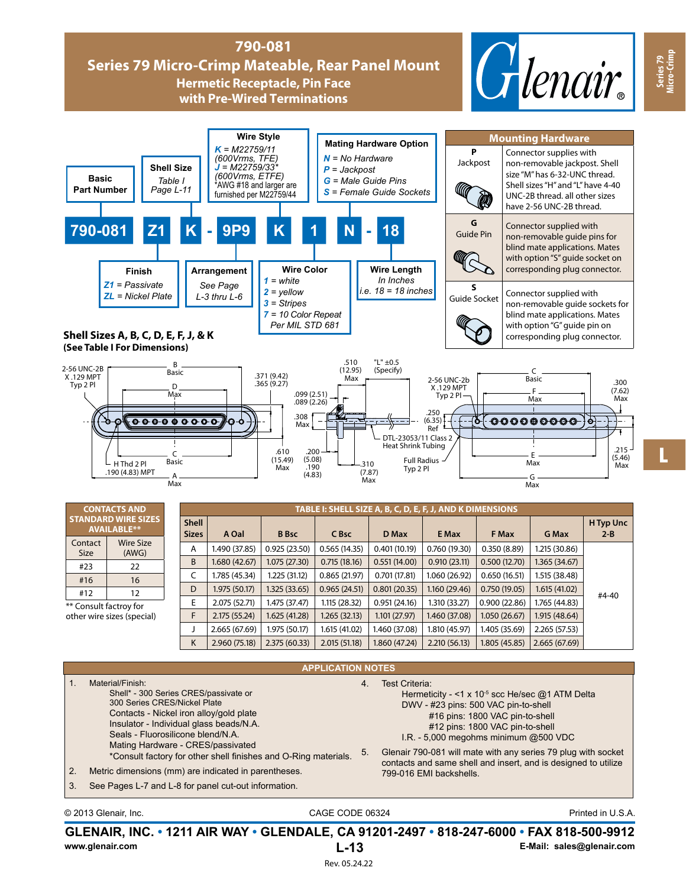# 790-081

## Series 79 Micro-Crimp Mateable, Rear Panel Mount

### Hermetic Receptacle, Pin Face with Pre-Wired Terminations

**790-081 Z1 K - 9P9 K 1 N - 18**

**Basic Part Number**

**Shell Size**
Table I Page L-11

**Wire Style**
*K* = M22759/11 (600Vrms, TFE)
*J* = M22759/33* (600Vrms, ETFE)
*AWG #18 and larger are furnished per M22759/44

**Mating Hardware Option**
*N* = No Hardware
*P* = Jackpost
*G* = Male Guide Pins
*S* = Female Guide Sockets

**Finish**
*Z1* = Passivate
*ZL* = Nickel Plate

**Arrangement**
See Page L-3 thru L-6

**Wire Color**
*1* = white
*2* = yellow
*3* = Stripes
*7* = 10 Color Repeat Per MIL STD 681

**Wire Length**
In Inches
i.e. 18 = 18 inches

| Mounting Hardware | |
|---|---|
| **P** Jackpost | Connector supplies with non-removable jackpost. Shell size "M" has 6-32-UNC thread. Shell sizes "H" and "L" have 4-40 UNC-2B thread. all other sizes have 2-56 UNC-2B thread. |
| **G** Guide Pin | Connector supplied with non-removable guide pins for blind mate applications. Mates with option "S" guide socket on corresponding plug connector. |
| **S** Guide Socket | Connector supplied with non-removable guide sockets for blind mate applications. Mates with option "G" guide pin on corresponding plug connector. |

**Shell Sizes A, B, C, D, E, F, J, & K**
**(See Table I For Dimensions)**

2-56 UNC-2B X .129 MPT Typ 2 Pl
B Basic
D Max
C Basic
A Max
H Thd 2 Pl .190 (4.83) MPT
.371 (9.42) .365 (9.27)
.610 (15.49) Max
.099 (2.51) .089 (2.26)
.308 Max
.200 (5.08) .190 (4.83)
.510 (12.95) Max
"L" ±0.5 (Specify)
.310 (7.87) Max
.250 (6.35) Ref
DTL-23053/11 Class 2 Heat Shrink Tubing
Full Radius Typ 2 Pl
2-56 UNC-2b X .129 MPT Typ 2 Pl
C Basic
F Max
E Max
G Max
.300 (7.62) Max
.215 (5.46) Max

| CONTACTS AND STANDARD WIRE SIZES AVAILABLE** | |
|---|---|
| Contact Size | Wire Size (AWG) |
| #23 | 22 |
| #16 | 16 |
| #12 | 12 |

** Consult factory for other wire sizes (special)

**TABLE I: SHELL SIZE A, B, C, D, E, F, J, AND K DIMENSIONS**

| Shell Sizes | A Oal | B Bsc | C Bsc | D Max | E Max | F Max | G Max | H Typ Unc 2-B |
|---|---|---|---|---|---|---|---|---|
| A | 1.490 (37.85) | 0.925 (23.50) | 0.565 (14.35) | 0.401 (10.19) | 0.760 (19.30) | 0.350 (8.89) | 1.215 (30.86) | #4-40 |
| B | 1.680 (42.67) | 1.075 (27.30) | 0.715 (18.16) | 0.551 (14.00) | 0.910 (23.11) | 0.500 (12.70) | 1.365 (34.67) | |
| C | 1.785 (45.34) | 1.225 (31.12) | 0.865 (21.97) | 0.701 (17.81) | 1.060 (26.92) | 0.650 (16.51) | 1.515 (38.48) | |
| D | 1.975 (50.17) | 1.325 (33.65) | 0.965 (24.51) | 0.801 (20.35) | 1.160 (29.46) | 0.750 (19.05) | 1.615 (41.02) | |
| E | 2.075 (52.71) | 1.475 (37.47) | 1.115 (28.32) | 0.951 (24.16) | 1.310 (33.27) | 0.900 (22.86) | 1.765 (44.83) | |
| F | 2.175 (55.24) | 1.625 (41.28) | 1.265 (32.13) | 1.101 (27.97) | 1.460 (37.08) | 1.050 (26.67) | 1.915 (48.64) | |
| J | 2.665 (67.69) | 1.975 (50.17) | 1.615 (41.02) | 1.460 (37.08) | 1.810 (45.97) | 1.405 (35.69) | 2.265 (57.53) | |
| K | 2.960 (75.18) | 2.375 (60.33) | 2.015 (51.18) | 1.860 (47.24) | 2.210 (56.13) | 1.805 (45.85) | 2.665 (67.69) | |

## APPLICATION NOTES

1. Material/Finish:
   Shell* - 300 Series CRES/passivate or 300 Series CRES/Nickel Plate
   Contacts - Nickel iron alloy/gold plate
   Insulator - Individual glass beads/N.A.
   Seals - Fluorosilicone blend/N.A.
   Mating Hardware - CRES/passivated
   *Consult factory for other shell finishes and O-Ring materials.
2. Metric dimensions (mm) are indicated in parentheses.
3. See Pages L-7 and L-8 for panel cut-out information.
4. Test Criteria:
   Hermeticity - <1 x $10^{-5}$ scc He/sec @1 ATM Delta
   DWV - #23 pins: 500 VAC pin-to-shell
   #16 pins: 1800 VAC pin-to-shell
   #12 pins: 1800 VAC pin-to-shell
   I.R. - 5,000 megohms minimum @500 VDC
5. Glenair 790-081 will mate with any series 79 plug with socket contacts and same shell and insert, and is designed to utilize 799-016 EMI backshells.

© 2013 Glenair, Inc. CAGE CODE 06324 Printed in U.S.A.

**GLENAIR, INC. • 1211 AIR WAY • GLENDALE, CA 91201-2497 • 818-247-6000 • FAX 818-500-9912**
www.glenair.com E-Mail: sales@glenair.com

Rev. 05.24.22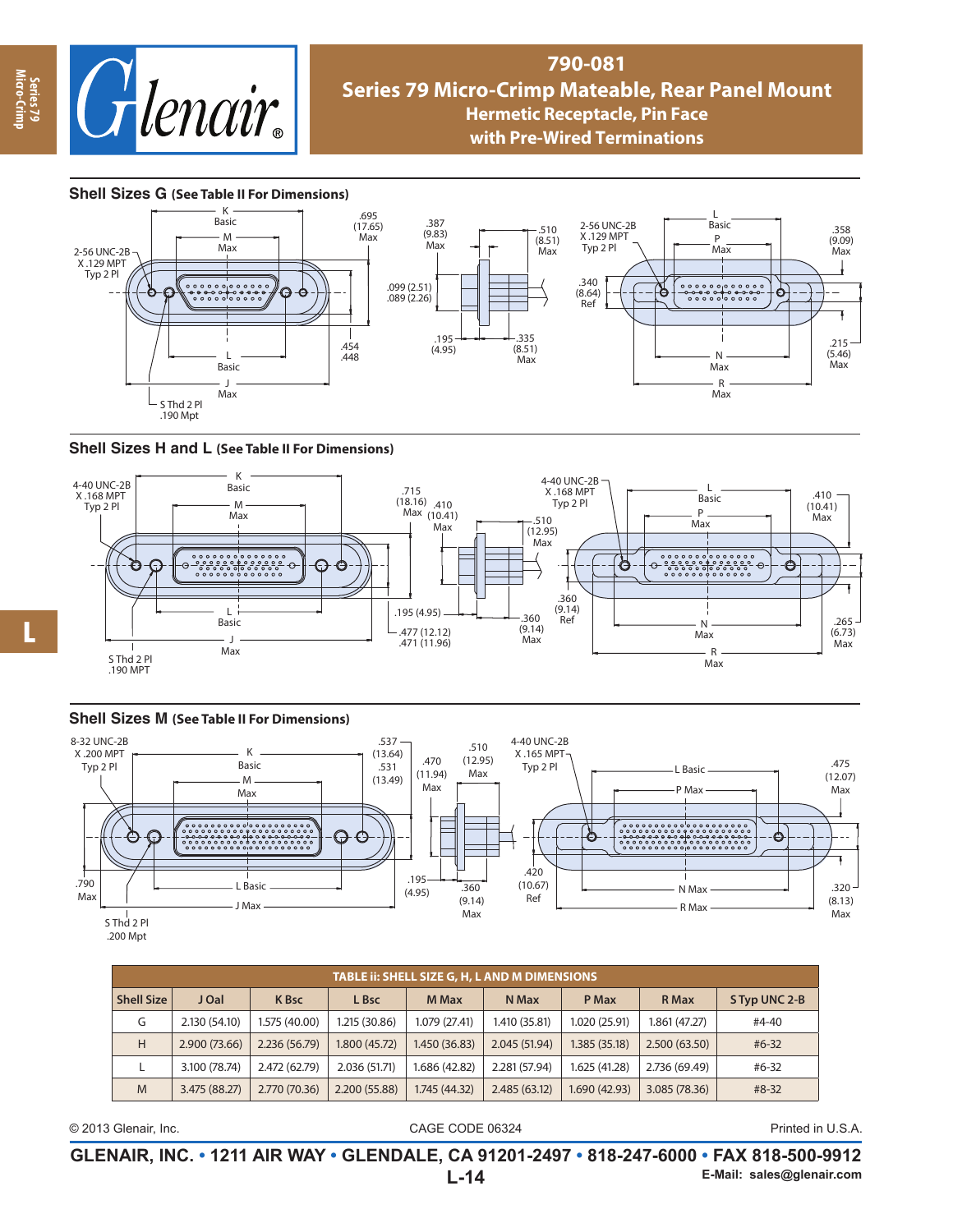# 790-081

## Series 79 Micro-Crimp Mateable, Rear Panel Mount

### Hermetic Receptacle, Pin Face with Pre-Wired Terminations

### Shell Sizes G (See Table II For Dimensions)

2-56 UNC-2B
X .129 MPT
Typ 2 Pl

K Basic
M Max
.695 (17.65) Max
.387 (9.83) Max
.510 (8.51) Max
.099 (2.51)
.089 (2.26)
.454
.448
L Basic
J Max
S Thd 2 Pl
.190 Mpt
.195 (4.95)
.335 (8.51) Max
2-56 UNC-2B
X .129 MPT
Typ 2 Pl
.340 (8.64) Ref
L Basic
P Max
.358 (9.09) Max
.215 (5.46) Max
N Max
R Max

### Shell Sizes H and L (See Table II For Dimensions)

4-40 UNC-2B
X .168 MPT
Typ 2 Pl

K Basic
M Max
.715 (18.16) Max
.410 (10.41) Max
.510 (12.95) Max
L Basic
J Max
S Thd 2 Pl
.190 MPT
.195 (4.95)
.477 (12.12)
.471 (11.96)
.360 (9.14) Max
.360 (9.14) Ref
4-40 UNC-2B
X .168 MPT
Typ 2 Pl
L Basic
P Max
.410 (10.41) Max
.265 (6.73) Max
N Max
R Max

### Shell Sizes M (See Table II For Dimensions)

8-32 UNC-2B
X .200 MPT
Typ 2 Pl

K Basic
M Max
.537 (13.64)
.531 (13.49)
.470 (11.94) Max
.510 (12.95) Max
.790 Max
L Basic
J Max
S Thd 2 Pl
.200 Mpt
.195 (4.95)
.360 (9.14) Max
.420 (10.67) Ref
4-40 UNC-2B
X .165 MPT
Typ 2 Pl
L Basic
P Max
.475 (12.07) Max
.320 (8.13) Max
N Max
R Max

| TABLE ii: SHELL SIZE G, H, L AND M DIMENSIONS | | | | | | | | |
|---|---|---|---|---|---|---|---|---|
| Shell Size | J Oal | K Bsc | L Bsc | M Max | N Max | P Max | R Max | S Typ UNC 2-B |
| G | 2.130 (54.10) | 1.575 (40.00) | 1.215 (30.86) | 1.079 (27.41) | 1.410 (35.81) | 1.020 (25.91) | 1.861 (47.27) | #4-40 |
| H | 2.900 (73.66) | 2.236 (56.79) | 1.800 (45.72) | 1.450 (36.83) | 2.045 (51.94) | 1.385 (35.18) | 2.500 (63.50) | #6-32 |
| L | 3.100 (78.74) | 2.472 (62.79) | 2.036 (51.71) | 1.686 (42.82) | 2.281 (57.94) | 1.625 (41.28) | 2.736 (69.49) | #6-32 |
| M | 3.475 (88.27) | 2.770 (70.36) | 2.200 (55.88) | 1.745 (44.32) | 2.485 (63.12) | 1.690 (42.93) | 3.085 (78.36) | #8-32 |

© 2013 Glenair, Inc. CAGE CODE 06324 Printed in U.S.A.

GLENAIR, INC. • 1211 AIR WAY • GLENDALE, CA 91201-2497 • 818-247-6000 • FAX 818-500-9912
E-Mail: sales@glenair.com